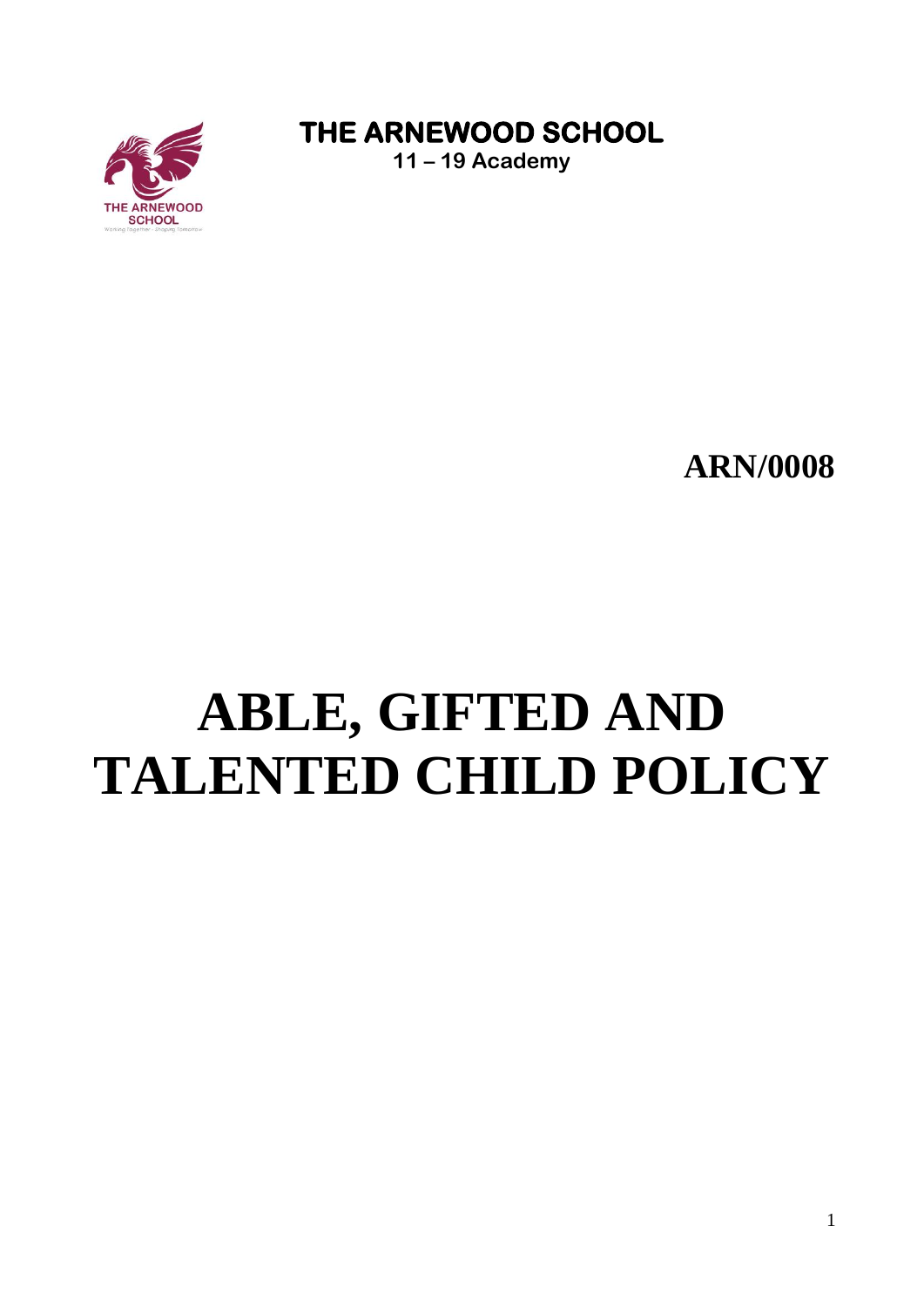**THE ARNEWOOD SCHOOL**
**11 – 19 Academy**

**ARN/0008**

# ABLE, GIFTED AND TALENTED CHILD POLICY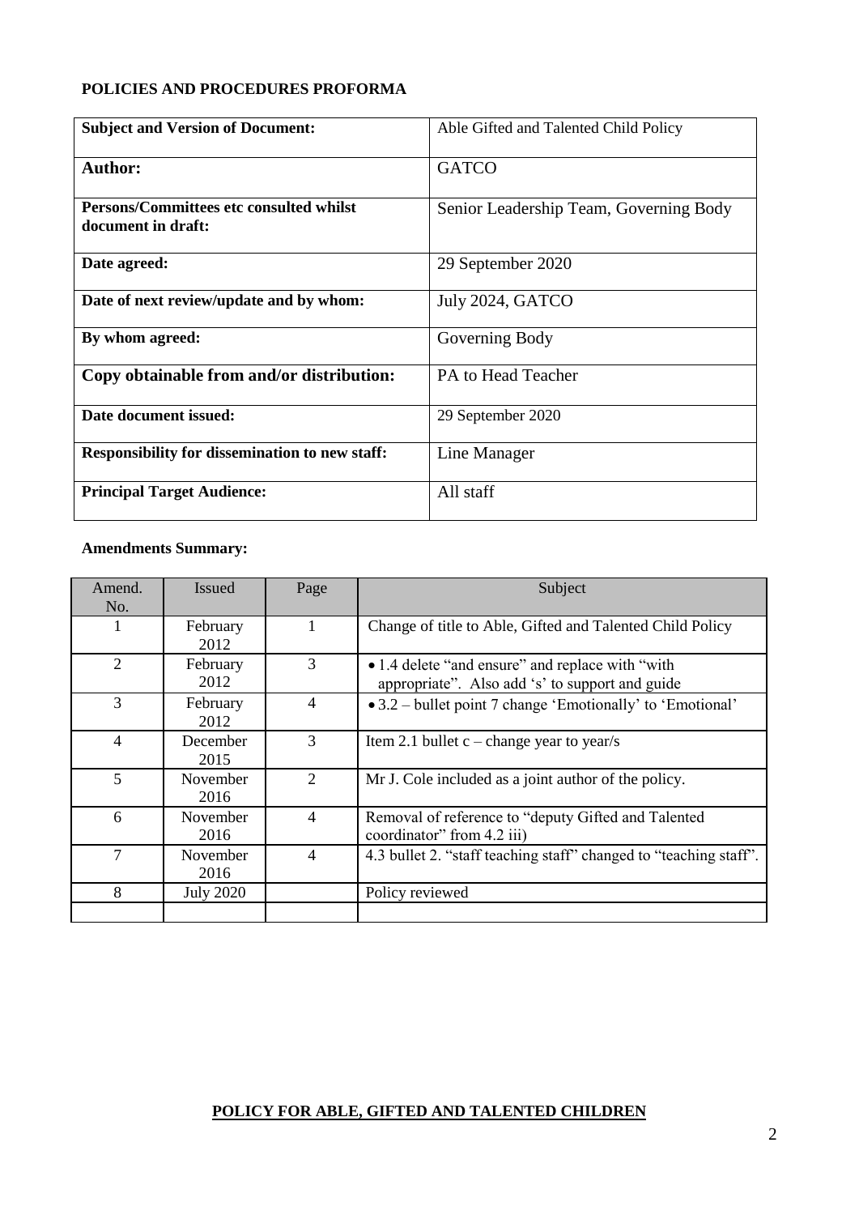**POLICIES AND PROCEDURES PROFORMA**

| **Subject and Version of Document:** | Able Gifted and Talented Child Policy |
|---|---|
| **Author:** | GATCO |
| **Persons/Committees etc consulted whilst document in draft:** | Senior Leadership Team, Governing Body |
| **Date agreed:** | 29 September 2020 |
| **Date of next review/update and by whom:** | July 2024, GATCO |
| **By whom agreed:** | Governing Body |
| **Copy obtainable from and/or distribution:** | PA to Head Teacher |
| **Date document issued:** | 29 September 2020 |
| **Responsibility for dissemination to new staff:** | Line Manager |
| **Principal Target Audience:** | All staff |

**Amendments Summary:**

| Amend. No. | Issued | Page | Subject |
|---|---|---|---|
| 1 | February 2012 | 1 | Change of title to Able, Gifted and Talented Child Policy |
| 2 | February 2012 | 3 | • 1.4 delete "and ensure" and replace with "with appropriate". Also add 's' to support and guide |
| 3 | February 2012 | 4 | • 3.2 – bullet point 7 change 'Emotionally' to 'Emotional' |
| 4 | December 2015 | 3 | Item 2.1 bullet c – change year to year/s |
| 5 | November 2016 | 2 | Mr J. Cole included as a joint author of the policy. |
| 6 | November 2016 | 4 | Removal of reference to "deputy Gifted and Talented coordinator" from 4.2 iii) |
| 7 | November 2016 | 4 | 4.3 bullet 2. "staff teaching staff" changed to "teaching staff". |
| 8 | July 2020 | | Policy reviewed |
| | | | |

**POLICY FOR ABLE, GIFTED AND TALENTED CHILDREN**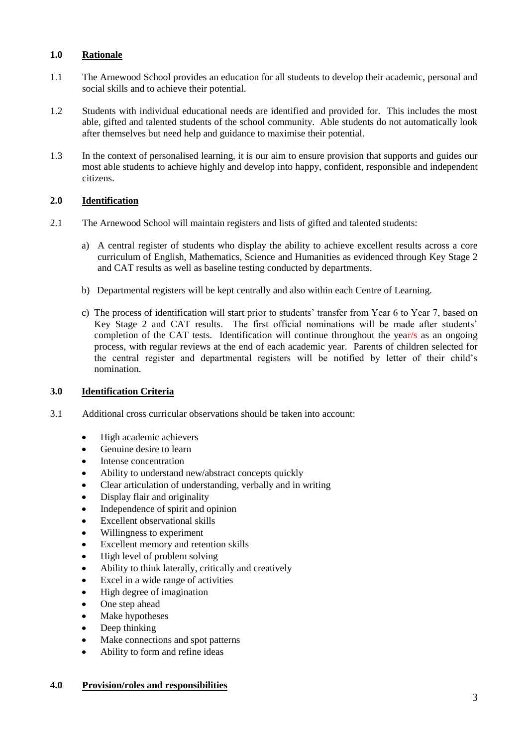## 1.0 Rationale

1.1 The Arnewood School provides an education for all students to develop their academic, personal and social skills and to achieve their potential.

1.2 Students with individual educational needs are identified and provided for. This includes the most able, gifted and talented students of the school community. Able students do not automatically look after themselves but need help and guidance to maximise their potential.

1.3 In the context of personalised learning, it is our aim to ensure provision that supports and guides our most able students to achieve highly and develop into happy, confident, responsible and independent citizens.

## 2.0 Identification

2.1 The Arnewood School will maintain registers and lists of gifted and talented students:

a) A central register of students who display the ability to achieve excellent results across a core curriculum of English, Mathematics, Science and Humanities as evidenced through Key Stage 2 and CAT results as well as baseline testing conducted by departments.

b) Departmental registers will be kept centrally and also within each Centre of Learning.

c) The process of identification will start prior to students' transfer from Year 6 to Year 7, based on Key Stage 2 and CAT results. The first official nominations will be made after students' completion of the CAT tests. Identification will continue throughout the year/s as an ongoing process, with regular reviews at the end of each academic year. Parents of children selected for the central register and departmental registers will be notified by letter of their child's nomination.

## 3.0 Identification Criteria

3.1 Additional cross curricular observations should be taken into account:

- High academic achievers
- Genuine desire to learn
- Intense concentration
- Ability to understand new/abstract concepts quickly
- Clear articulation of understanding, verbally and in writing
- Display flair and originality
- Independence of spirit and opinion
- Excellent observational skills
- Willingness to experiment
- Excellent memory and retention skills
- High level of problem solving
- Ability to think laterally, critically and creatively
- Excel in a wide range of activities
- High degree of imagination
- One step ahead
- Make hypotheses
- Deep thinking
- Make connections and spot patterns
- Ability to form and refine ideas

## 4.0 Provision/roles and responsibilities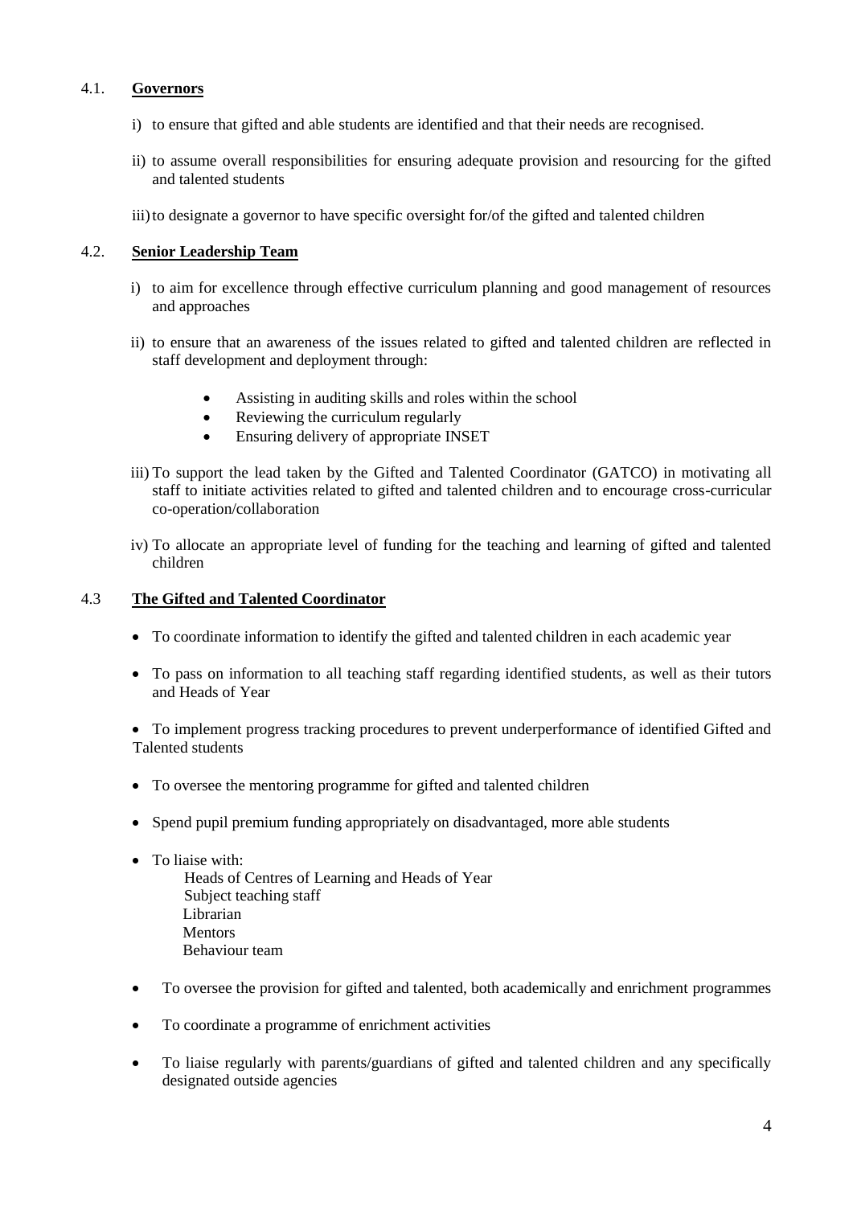## 4.1. Governors

i) to ensure that gifted and able students are identified and that their needs are recognised.

ii) to assume overall responsibilities for ensuring adequate provision and resourcing for the gifted and talented students

iii) to designate a governor to have specific oversight for/of the gifted and talented children

## 4.2. Senior Leadership Team

i) to aim for excellence through effective curriculum planning and good management of resources and approaches

ii) to ensure that an awareness of the issues related to gifted and talented children are reflected in staff development and deployment through:

- Assisting in auditing skills and roles within the school
- Reviewing the curriculum regularly
- Ensuring delivery of appropriate INSET

iii) To support the lead taken by the Gifted and Talented Coordinator (GATCO) in motivating all staff to initiate activities related to gifted and talented children and to encourage cross-curricular co-operation/collaboration

iv) To allocate an appropriate level of funding for the teaching and learning of gifted and talented children

## 4.3 The Gifted and Talented Coordinator

- To coordinate information to identify the gifted and talented children in each academic year
- To pass on information to all teaching staff regarding identified students, as well as their tutors and Heads of Year
- To implement progress tracking procedures to prevent underperformance of identified Gifted and Talented students
- To oversee the mentoring programme for gifted and talented children
- Spend pupil premium funding appropriately on disadvantaged, more able students
- To liaise with:
  - Heads of Centres of Learning and Heads of Year
  - Subject teaching staff
  - Librarian
  - Mentors
  - Behaviour team
- To oversee the provision for gifted and talented, both academically and enrichment programmes
- To coordinate a programme of enrichment activities
- To liaise regularly with parents/guardians of gifted and talented children and any specifically designated outside agencies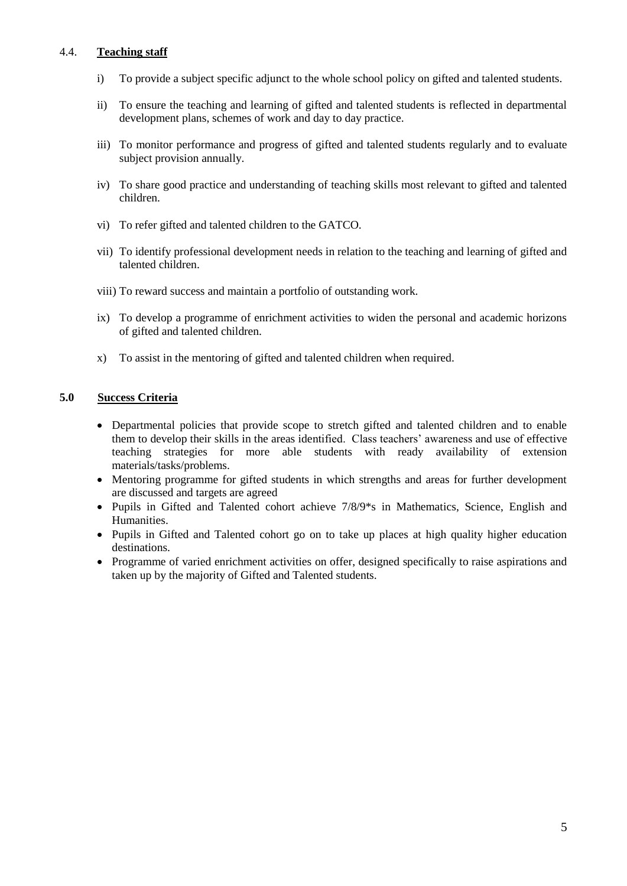### 4.4. **Teaching staff**

i) To provide a subject specific adjunct to the whole school policy on gifted and talented students.

ii) To ensure the teaching and learning of gifted and talented students is reflected in departmental development plans, schemes of work and day to day practice.

iii) To monitor performance and progress of gifted and talented students regularly and to evaluate subject provision annually.

iv) To share good practice and understanding of teaching skills most relevant to gifted and talented children.

vi) To refer gifted and talented children to the GATCO.

vii) To identify professional development needs in relation to the teaching and learning of gifted and talented children.

viii) To reward success and maintain a portfolio of outstanding work.

ix) To develop a programme of enrichment activities to widen the personal and academic horizons of gifted and talented children.

x) To assist in the mentoring of gifted and talented children when required.

## 5.0 **Success Criteria**

- Departmental policies that provide scope to stretch gifted and talented children and to enable them to develop their skills in the areas identified. Class teachers' awareness and use of effective teaching strategies for more able students with ready availability of extension materials/tasks/problems.
- Mentoring programme for gifted students in which strengths and areas for further development are discussed and targets are agreed
- Pupils in Gifted and Talented cohort achieve 7/8/9*s in Mathematics, Science, English and Humanities.
- Pupils in Gifted and Talented cohort go on to take up places at high quality higher education destinations.
- Programme of varied enrichment activities on offer, designed specifically to raise aspirations and taken up by the majority of Gifted and Talented students.